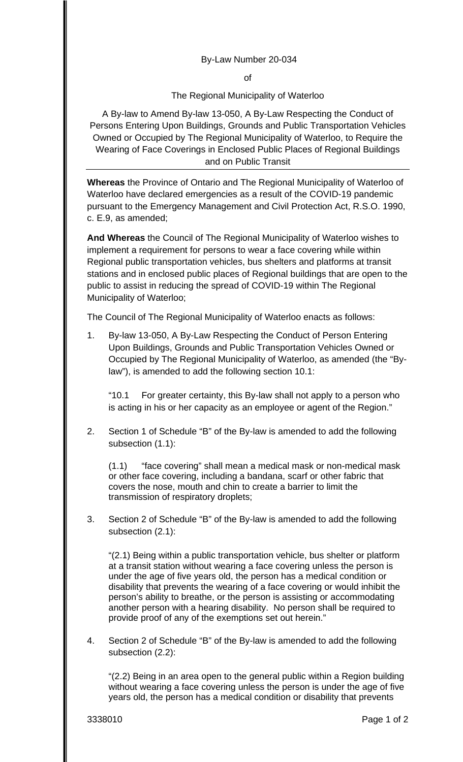By-Law Number 20-034

of

The Regional Municipality of Waterloo

A By-law to Amend By-law 13-050, A By-Law Respecting the Conduct of Persons Entering Upon Buildings, Grounds and Public Transportation Vehicles Owned or Occupied by The Regional Municipality of Waterloo, to Require the Wearing of Face Coverings in Enclosed Public Places of Regional Buildings and on Public Transit

---

**Whereas** the Province of Ontario and The Regional Municipality of Waterloo of Waterloo have declared emergencies as a result of the COVID-19 pandemic pursuant to the Emergency Management and Civil Protection Act, R.S.O. 1990, c. E.9, as amended;

**And Whereas** the Council of The Regional Municipality of Waterloo wishes to implement a requirement for persons to wear a face covering while within Regional public transportation vehicles, bus shelters and platforms at transit stations and in enclosed public places of Regional buildings that are open to the public to assist in reducing the spread of COVID-19 within The Regional Municipality of Waterloo;

The Council of The Regional Municipality of Waterloo enacts as follows:

1. By-law 13-050, A By-Law Respecting the Conduct of Person Entering Upon Buildings, Grounds and Public Transportation Vehicles Owned or Occupied by The Regional Municipality of Waterloo, as amended (the "By-law"), is amended to add the following section 10.1:

   "10.1 For greater certainty, this By-law shall not apply to a person who is acting in his or her capacity as an employee or agent of the Region."

2. Section 1 of Schedule "B" of the By-law is amended to add the following subsection (1.1):

   (1.1) "face covering" shall mean a medical mask or non-medical mask or other face covering, including a bandana, scarf or other fabric that covers the nose, mouth and chin to create a barrier to limit the transmission of respiratory droplets;

3. Section 2 of Schedule "B" of the By-law is amended to add the following subsection (2.1):

   "(2.1) Being within a public transportation vehicle, bus shelter or platform at a transit station without wearing a face covering unless the person is under the age of five years old, the person has a medical condition or disability that prevents the wearing of a face covering or would inhibit the person's ability to breathe, or the person is assisting or accommodating another person with a hearing disability. No person shall be required to provide proof of any of the exemptions set out herein."

4. Section 2 of Schedule "B" of the By-law is amended to add the following subsection (2.2):

   "(2.2) Being in an area open to the general public within a Region building without wearing a face covering unless the person is under the age of five years old, the person has a medical condition or disability that prevents

3338010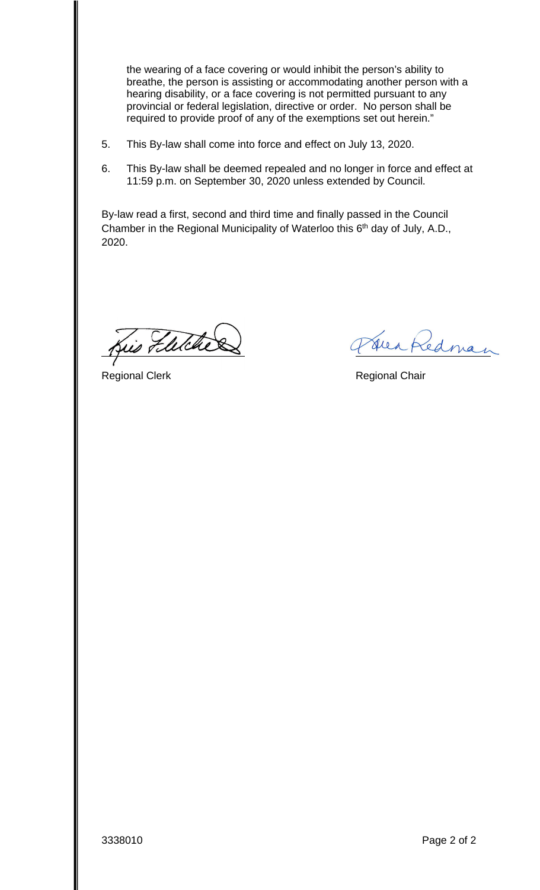the wearing of a face covering or would inhibit the person's ability to breathe, the person is assisting or accommodating another person with a hearing disability, or a face covering is not permitted pursuant to any provincial or federal legislation, directive or order. No person shall be required to provide proof of any of the exemptions set out herein."

5. This By-law shall come into force and effect on July 13, 2020.

6. This By-law shall be deemed repealed and no longer in force and effect at 11:59 p.m. on September 30, 2020 unless extended by Council.

By-law read a first, second and third time and finally passed in the Council Chamber in the Regional Municipality of Waterloo this 6th day of July, A.D., 2020.

Regional Clerk

Regional Chair

3338010